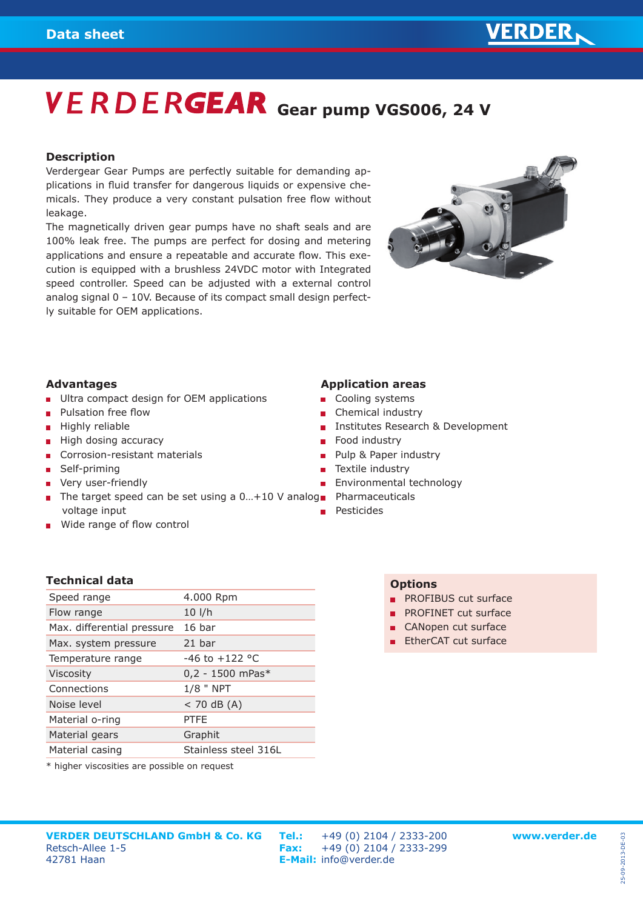Data sheet

# VERDERGEAR Gear pump VGS006, 24 V

## Description

Verdergear Gear Pumps are perfectly suitable for demanding applications in fluid transfer for dangerous liquids or expensive chemicals. They produce a very constant pulsation free flow without leakage.

The magnetically driven gear pumps have no shaft seals and are 100% leak free. The pumps are perfect for dosing and metering applications and ensure a repeatable and accurate flow. This execution is equipped with a brushless 24VDC motor with Integrated speed controller. Speed can be adjusted with a external control analog signal 0 – 10V. Because of its compact small design perfectly suitable for OEM applications.

## Advantages

- Ultra compact design for OEM applications
- Pulsation free flow
- Highly reliable
- High dosing accuracy
- Corrosion-resistant materials
- Self-priming
- Very user-friendly
- The target speed can be set using a 0…+10 V analog voltage input
- Wide range of flow control

## Application areas

- Cooling systems
- Chemical industry
- Institutes Research & Development
- Food industry
- Pulp & Paper industry
- Textile industry
- Environmental technology
- Pharmaceuticals
- Pesticides

## Technical data

| | |
|---|---|
| Speed range | 4.000 Rpm |
| Flow range | 10 l/h |
| Max. differential pressure | 16 bar |
| Max. system pressure | 21 bar |
| Temperature range | -46 to +122 °C |
| Viscosity | 0,2 - 1500 mPas* |
| Connections | 1/8 " NPT |
| Noise level | < 70 dB (A) |
| Material o-ring | PTFE |
| Material gears | Graphit |
| Material casing | Stainless steel 316L |

* higher viscosities are possible on request

## Options

- PROFIBUS cut surface
- PROFINET cut surface
- CANopen cut surface
- EtherCAT cut surface

**VERDER DEUTSCHLAND GmbH & Co. KG**
Retsch-Allee 1-5
42781 Haan

**Tel.:** +49 (0) 2104 / 2333-200
**Fax:** +49 (0) 2104 / 2333-299
**E-Mail:** info@verder.de

**www.verder.de**

25-09-2013-DE-03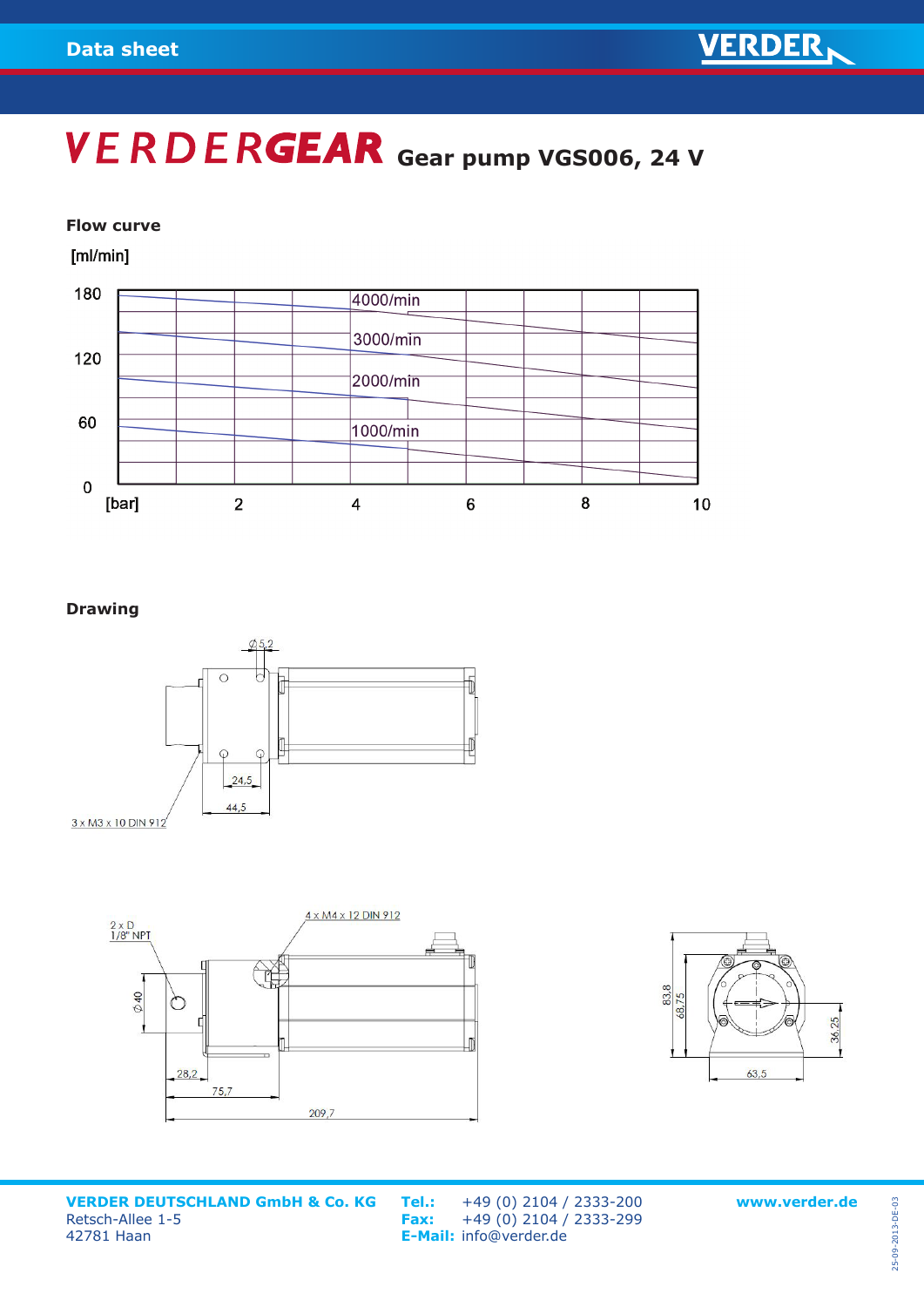Data sheet

# VERDERGEAR Gear pump VGS006, 24 V

## Flow curve

[ml/min]

180
120
60
0

[bar] 2 4 6 8 10

4000/min
3000/min
2000/min
1000/min

## Drawing

Ø 5,2
24,5
44,5
3 x M3 x 10 DIN 912

2 x D
1/8" NPT
4 x M4 x 12 DIN 912
Ø 40
28,2
75,7
209,7

83,8
68,75
36,25
63,5

**VERDER DEUTSCHLAND GmbH & Co. KG**
Retsch-Allee 1-5
42781 Haan

**Tel.:** +49 (0) 2104 / 2333-200
**Fax:** +49 (0) 2104 / 2333-299
**E-Mail:** info@verder.de

**www.verder.de**

25-09-2013-DE-03